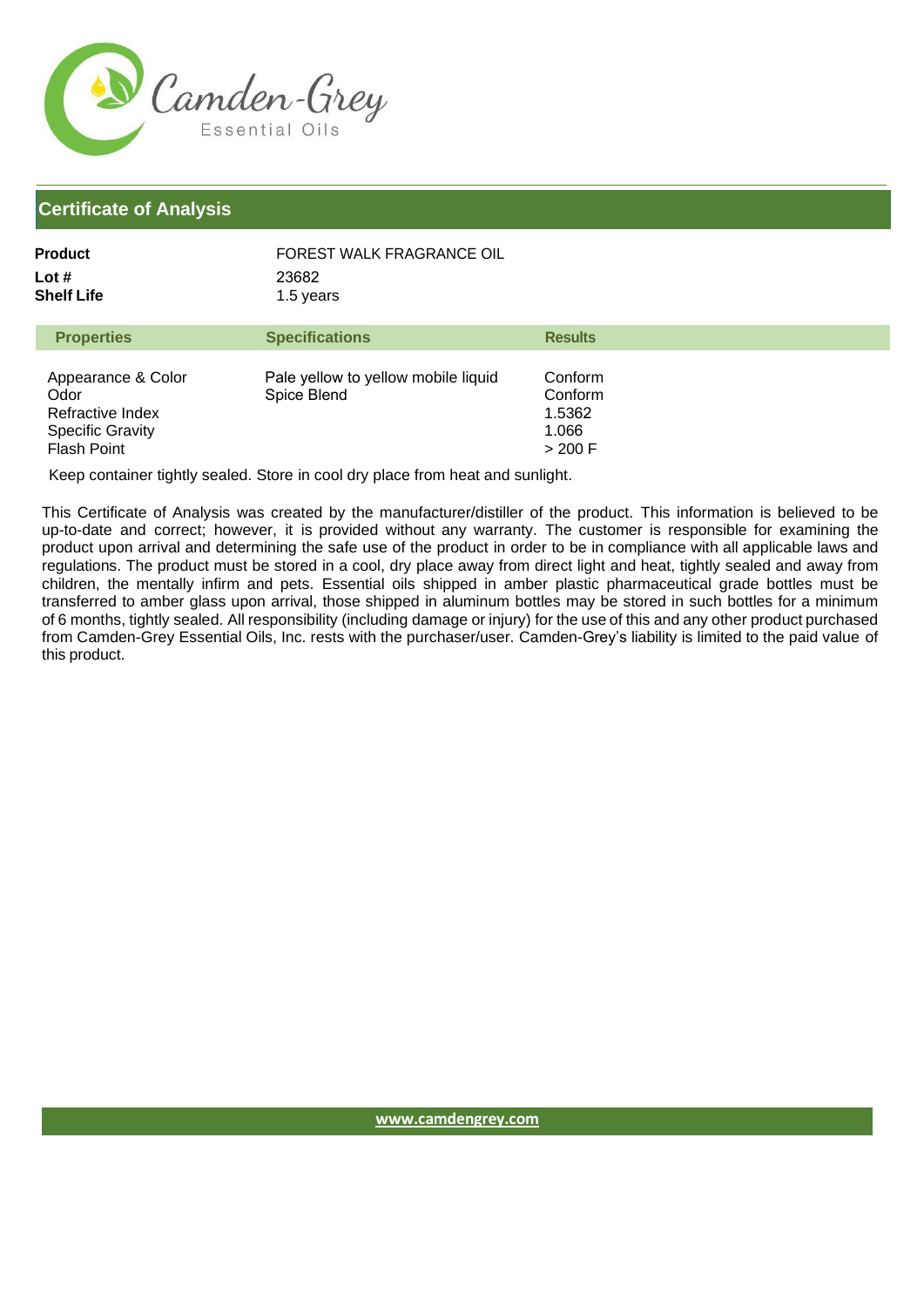Camden-Grey
Essential Oils

# Certificate of Analysis

**Product** FOREST WALK FRAGRANCE OIL
**Lot #** 23682
**Shelf Life** 1.5 years

| Properties | Specifications | Results |
|---|---|---|
| Appearance & Color | Pale yellow to yellow mobile liquid | Conform |
| Odor | Spice Blend | Conform |
| Refractive Index | | 1.5362 |
| Specific Gravity | | 1.066 |
| Flash Point | | > 200 F |

Keep container tightly sealed. Store in cool dry place from heat and sunlight.

This Certificate of Analysis was created by the manufacturer/distiller of the product. This information is believed to be up-to-date and correct; however, it is provided without any warranty. The customer is responsible for examining the product upon arrival and determining the safe use of the product in order to be in compliance with all applicable laws and regulations. The product must be stored in a cool, dry place away from direct light and heat, tightly sealed and away from children, the mentally infirm and pets. Essential oils shipped in amber plastic pharmaceutical grade bottles must be transferred to amber glass upon arrival, those shipped in aluminum bottles may be stored in such bottles for a minimum of 6 months, tightly sealed. All responsibility (including damage or injury) for the use of this and any other product purchased from Camden-Grey Essential Oils, Inc. rests with the purchaser/user. Camden-Grey's liability is limited to the paid value of this product.

www.camdengrey.com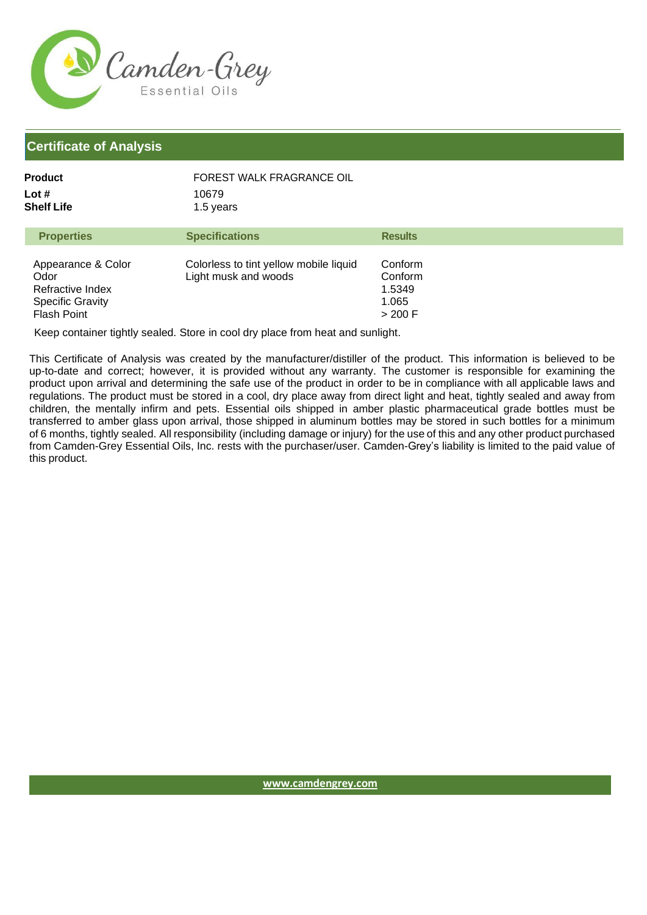Camden-Grey
Essential Oils

## Certificate of Analysis

| | |
|---|---|
| **Product** | FOREST WALK FRAGRANCE OIL |
| **Lot #** | 10679 |
| **Shelf Life** | 1.5 years |

| Properties | Specifications | Results |
|---|---|---|
| Appearance & Color | Colorless to tint yellow mobile liquid | Conform |
| Odor | Light musk and woods | Conform |
| Refractive Index | | 1.5349 |
| Specific Gravity | | 1.065 |
| Flash Point | | > 200 F |

Keep container tightly sealed. Store in cool dry place from heat and sunlight.

This Certificate of Analysis was created by the manufacturer/distiller of the product. This information is believed to be up-to-date and correct; however, it is provided without any warranty. The customer is responsible for examining the product upon arrival and determining the safe use of the product in order to be in compliance with all applicable laws and regulations. The product must be stored in a cool, dry place away from direct light and heat, tightly sealed and away from children, the mentally infirm and pets. Essential oils shipped in amber plastic pharmaceutical grade bottles must be transferred to amber glass upon arrival, those shipped in aluminum bottles may be stored in such bottles for a minimum of 6 months, tightly sealed. All responsibility (including damage or injury) for the use of this and any other product purchased from Camden-Grey Essential Oils, Inc. rests with the purchaser/user. Camden-Grey's liability is limited to the paid value of this product.

www.camdengrey.com